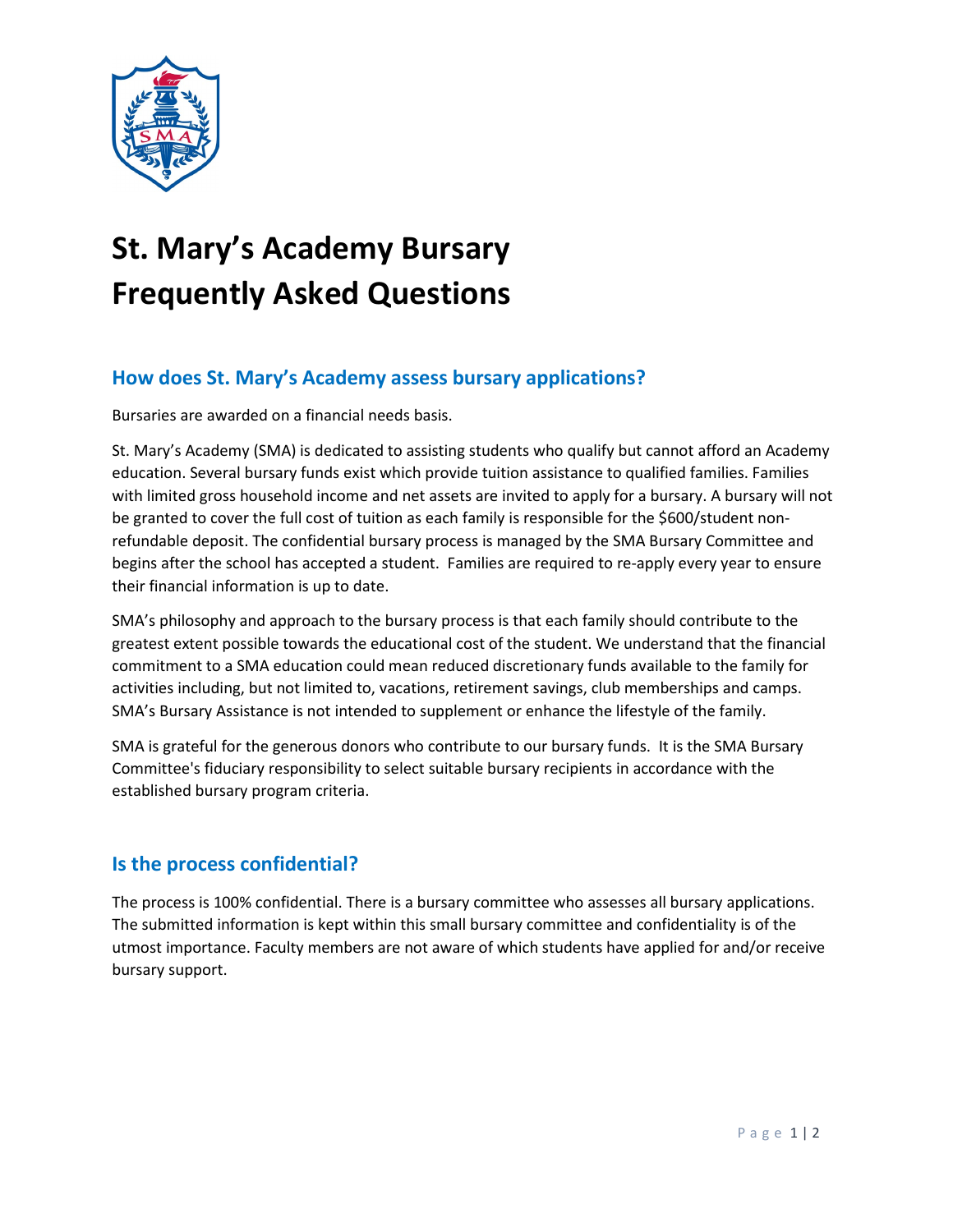# St. Mary's Academy Bursary Frequently Asked Questions

## How does St. Mary's Academy assess bursary applications?

Bursaries are awarded on a financial needs basis.

St. Mary's Academy (SMA) is dedicated to assisting students who qualify but cannot afford an Academy education. Several bursary funds exist which provide tuition assistance to qualified families. Families with limited gross household income and net assets are invited to apply for a bursary. A bursary will not be granted to cover the full cost of tuition as each family is responsible for the $600/student non-refundable deposit. The confidential bursary process is managed by the SMA Bursary Committee and begins after the school has accepted a student. Families are required to re-apply every year to ensure their financial information is up to date.

SMA's philosophy and approach to the bursary process is that each family should contribute to the greatest extent possible towards the educational cost of the student. We understand that the financial commitment to a SMA education could mean reduced discretionary funds available to the family for activities including, but not limited to, vacations, retirement savings, club memberships and camps. SMA's Bursary Assistance is not intended to supplement or enhance the lifestyle of the family.

SMA is grateful for the generous donors who contribute to our bursary funds. It is the SMA Bursary Committee's fiduciary responsibility to select suitable bursary recipients in accordance with the established bursary program criteria.

## Is the process confidential?

The process is 100% confidential. There is a bursary committee who assesses all bursary applications. The submitted information is kept within this small bursary committee and confidentiality is of the utmost importance. Faculty members are not aware of which students have applied for and/or receive bursary support.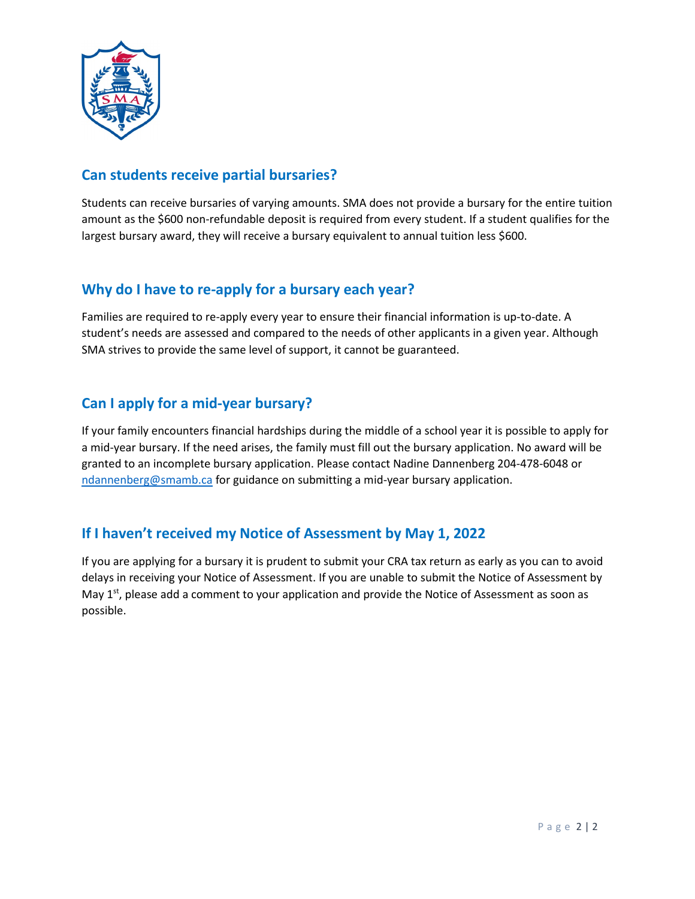## Can students receive partial bursaries?

Students can receive bursaries of varying amounts. SMA does not provide a bursary for the entire tuition amount as the $600 non-refundable deposit is required from every student. If a student qualifies for the largest bursary award, they will receive a bursary equivalent to annual tuition less $600.

## Why do I have to re-apply for a bursary each year?

Families are required to re-apply every year to ensure their financial information is up-to-date. A student's needs are assessed and compared to the needs of other applicants in a given year. Although SMA strives to provide the same level of support, it cannot be guaranteed.

## Can I apply for a mid-year bursary?

If your family encounters financial hardships during the middle of a school year it is possible to apply for a mid-year bursary. If the need arises, the family must fill out the bursary application. No award will be granted to an incomplete bursary application. Please contact Nadine Dannenberg 204-478-6048 or ndannenberg@smamb.ca for guidance on submitting a mid-year bursary application.

## If I haven't received my Notice of Assessment by May 1, 2022

If you are applying for a bursary it is prudent to submit your CRA tax return as early as you can to avoid delays in receiving your Notice of Assessment. If you are unable to submit the Notice of Assessment by May 1st, please add a comment to your application and provide the Notice of Assessment as soon as possible.